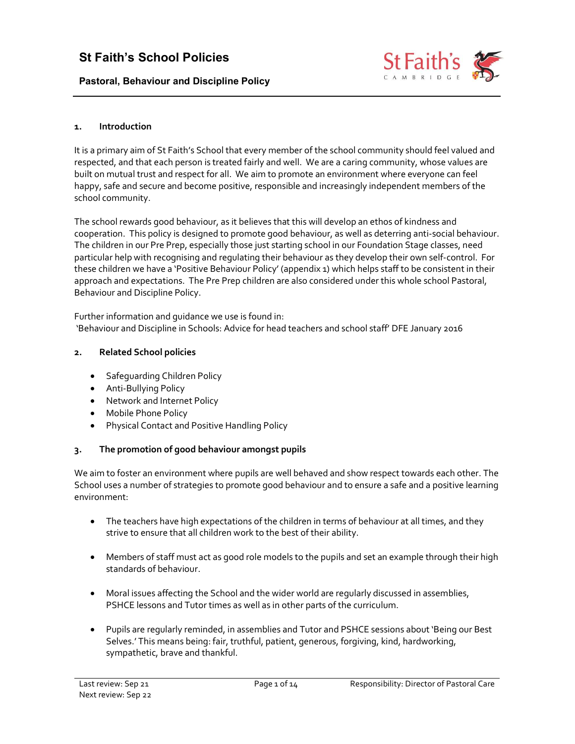# St Faith's School Policies

## Pastoral, Behaviour and Discipline Policy

### 1. Introduction

It is a primary aim of St Faith's School that every member of the school community should feel valued and respected, and that each person is treated fairly and well. We are a caring community, whose values are built on mutual trust and respect for all. We aim to promote an environment where everyone can feel happy, safe and secure and become positive, responsible and increasingly independent members of the school community.

The school rewards good behaviour, as it believes that this will develop an ethos of kindness and cooperation. This policy is designed to promote good behaviour, as well as deterring anti-social behaviour. The children in our Pre Prep, especially those just starting school in our Foundation Stage classes, need particular help with recognising and regulating their behaviour as they develop their own self-control. For these children we have a 'Positive Behaviour Policy' (appendix 1) which helps staff to be consistent in their approach and expectations. The Pre Prep children are also considered under this whole school Pastoral, Behaviour and Discipline Policy.

Further information and guidance we use is found in:
'Behaviour and Discipline in Schools: Advice for head teachers and school staff' DFE January 2016

### 2. Related School policies

- Safeguarding Children Policy
- Anti-Bullying Policy
- Network and Internet Policy
- Mobile Phone Policy
- Physical Contact and Positive Handling Policy

### 3. The promotion of good behaviour amongst pupils

We aim to foster an environment where pupils are well behaved and show respect towards each other. The School uses a number of strategies to promote good behaviour and to ensure a safe and a positive learning environment:

- The teachers have high expectations of the children in terms of behaviour at all times, and they strive to ensure that all children work to the best of their ability.

- Members of staff must act as good role models to the pupils and set an example through their high standards of behaviour.

- Moral issues affecting the School and the wider world are regularly discussed in assemblies, PSHCE lessons and Tutor times as well as in other parts of the curriculum.

- Pupils are regularly reminded, in assemblies and Tutor and PSHCE sessions about 'Being our Best Selves.' This means being: fair, truthful, patient, generous, forgiving, kind, hardworking, sympathetic, brave and thankful.

Last review: Sep 21
Next review: Sep 22
Responsibility: Director of Pastoral Care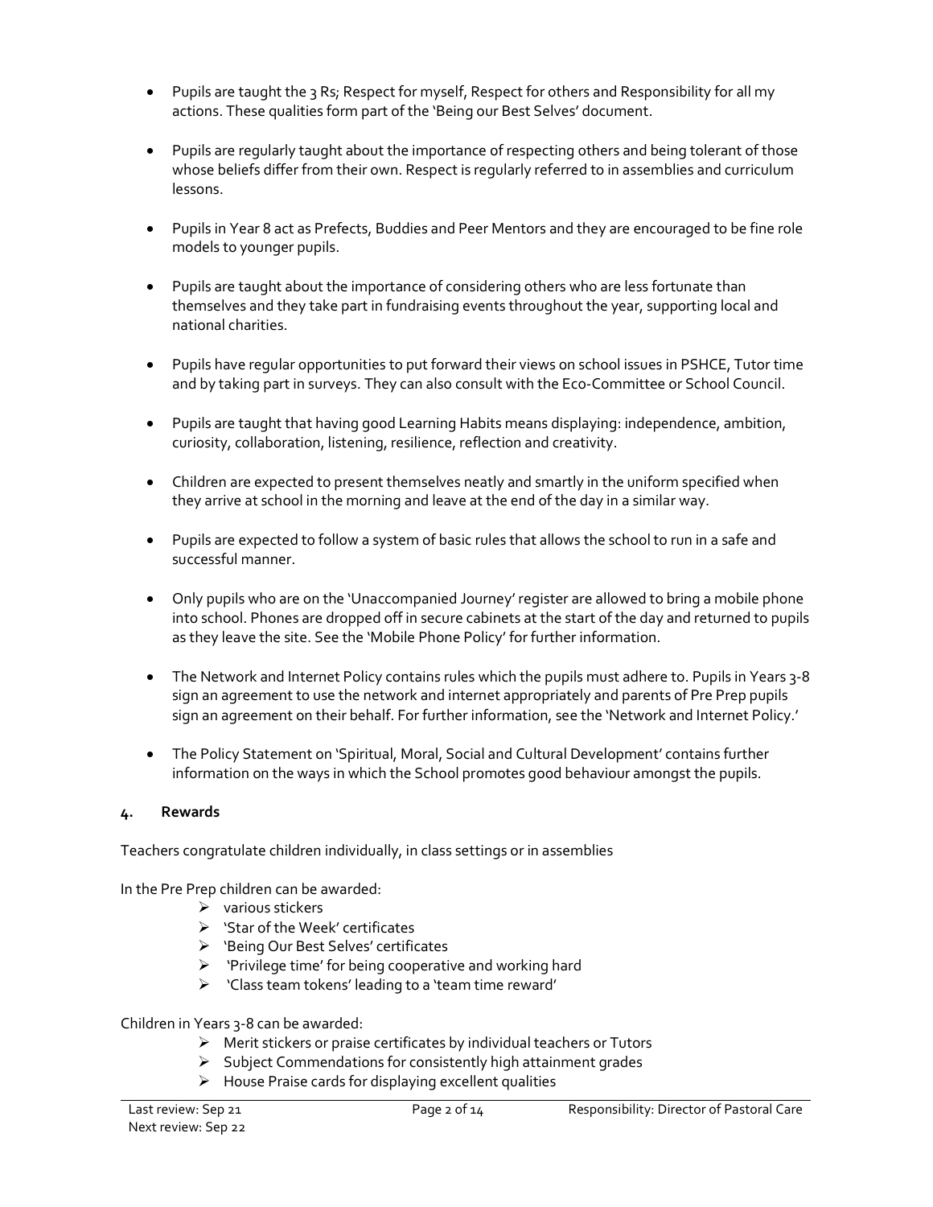- Pupils are taught the 3 Rs; Respect for myself, Respect for others and Responsibility for all my actions. These qualities form part of the 'Being our Best Selves' document.

- Pupils are regularly taught about the importance of respecting others and being tolerant of those whose beliefs differ from their own. Respect is regularly referred to in assemblies and curriculum lessons.

- Pupils in Year 8 act as Prefects, Buddies and Peer Mentors and they are encouraged to be fine role models to younger pupils.

- Pupils are taught about the importance of considering others who are less fortunate than themselves and they take part in fundraising events throughout the year, supporting local and national charities.

- Pupils have regular opportunities to put forward their views on school issues in PSHCE, Tutor time and by taking part in surveys. They can also consult with the Eco-Committee or School Council.

- Pupils are taught that having good Learning Habits means displaying: independence, ambition, curiosity, collaboration, listening, resilience, reflection and creativity.

- Children are expected to present themselves neatly and smartly in the uniform specified when they arrive at school in the morning and leave at the end of the day in a similar way.

- Pupils are expected to follow a system of basic rules that allows the school to run in a safe and successful manner.

- Only pupils who are on the 'Unaccompanied Journey' register are allowed to bring a mobile phone into school. Phones are dropped off in secure cabinets at the start of the day and returned to pupils as they leave the site. See the 'Mobile Phone Policy' for further information.

- The Network and Internet Policy contains rules which the pupils must adhere to. Pupils in Years 3-8 sign an agreement to use the network and internet appropriately and parents of Pre Prep pupils sign an agreement on their behalf. For further information, see the 'Network and Internet Policy.'

- The Policy Statement on 'Spiritual, Moral, Social and Cultural Development' contains further information on the ways in which the School promotes good behaviour amongst the pupils.

## 4. Rewards

Teachers congratulate children individually, in class settings or in assemblies

In the Pre Prep children can be awarded:

- various stickers
- 'Star of the Week' certificates
- 'Being Our Best Selves' certificates
- 'Privilege time' for being cooperative and working hard
- 'Class team tokens' leading to a 'team time reward'

Children in Years 3-8 can be awarded:

- Merit stickers or praise certificates by individual teachers or Tutors
- Subject Commendations for consistently high attainment grades
- House Praise cards for displaying excellent qualities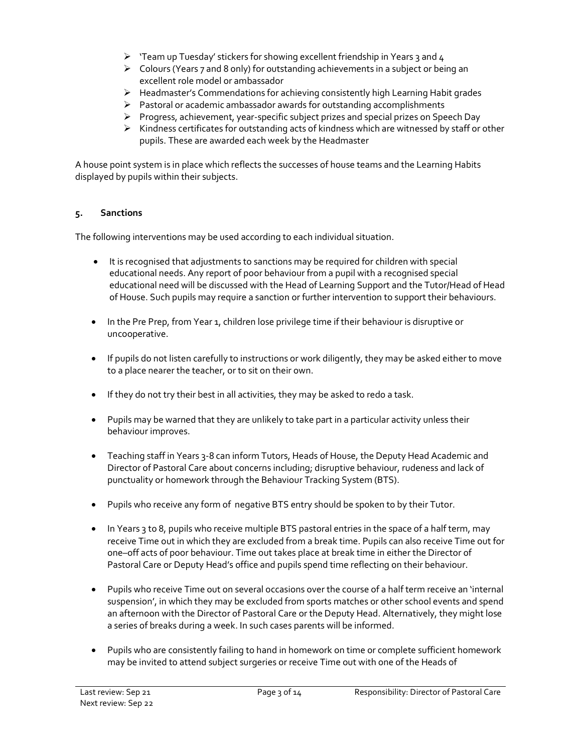- 'Team up Tuesday' stickers for showing excellent friendship in Years 3 and 4
- Colours (Years 7 and 8 only) for outstanding achievements in a subject or being an excellent role model or ambassador
- Headmaster's Commendations for achieving consistently high Learning Habit grades
- Pastoral or academic ambassador awards for outstanding accomplishments
- Progress, achievement, year-specific subject prizes and special prizes on Speech Day
- Kindness certificates for outstanding acts of kindness which are witnessed by staff or other pupils. These are awarded each week by the Headmaster

A house point system is in place which reflects the successes of house teams and the Learning Habits displayed by pupils within their subjects.

## 5. Sanctions

The following interventions may be used according to each individual situation.

- It is recognised that adjustments to sanctions may be required for children with special educational needs. Any report of poor behaviour from a pupil with a recognised special educational need will be discussed with the Head of Learning Support and the Tutor/Head of Head of House. Such pupils may require a sanction or further intervention to support their behaviours.

- In the Pre Prep, from Year 1, children lose privilege time if their behaviour is disruptive or uncooperative.

- If pupils do not listen carefully to instructions or work diligently, they may be asked either to move to a place nearer the teacher, or to sit on their own.

- If they do not try their best in all activities, they may be asked to redo a task.

- Pupils may be warned that they are unlikely to take part in a particular activity unless their behaviour improves.

- Teaching staff in Years 3-8 can inform Tutors, Heads of House, the Deputy Head Academic and Director of Pastoral Care about concerns including; disruptive behaviour, rudeness and lack of punctuality or homework through the Behaviour Tracking System (BTS).

- Pupils who receive any form of negative BTS entry should be spoken to by their Tutor.

- In Years 3 to 8, pupils who receive multiple BTS pastoral entries in the space of a half term, may receive Time out in which they are excluded from a break time. Pupils can also receive Time out for one–off acts of poor behaviour. Time out takes place at break time in either the Director of Pastoral Care or Deputy Head's office and pupils spend time reflecting on their behaviour.

- Pupils who receive Time out on several occasions over the course of a half term receive an 'internal suspension', in which they may be excluded from sports matches or other school events and spend an afternoon with the Director of Pastoral Care or the Deputy Head. Alternatively, they might lose a series of breaks during a week. In such cases parents will be informed.

- Pupils who are consistently failing to hand in homework on time or complete sufficient homework may be invited to attend subject surgeries or receive Time out with one of the Heads of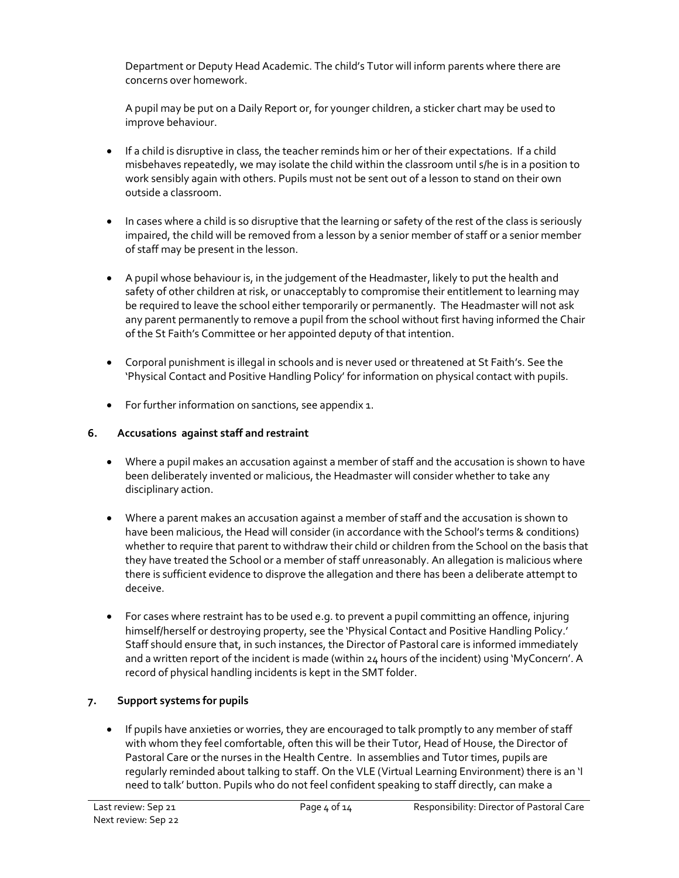Department or Deputy Head Academic. The child's Tutor will inform parents where there are concerns over homework.

A pupil may be put on a Daily Report or, for younger children, a sticker chart may be used to improve behaviour.

- If a child is disruptive in class, the teacher reminds him or her of their expectations. If a child misbehaves repeatedly, we may isolate the child within the classroom until s/he is in a position to work sensibly again with others. Pupils must not be sent out of a lesson to stand on their own outside a classroom.

- In cases where a child is so disruptive that the learning or safety of the rest of the class is seriously impaired, the child will be removed from a lesson by a senior member of staff or a senior member of staff may be present in the lesson.

- A pupil whose behaviour is, in the judgement of the Headmaster, likely to put the health and safety of other children at risk, or unacceptably to compromise their entitlement to learning may be required to leave the school either temporarily or permanently. The Headmaster will not ask any parent permanently to remove a pupil from the school without first having informed the Chair of the St Faith's Committee or her appointed deputy of that intention.

- Corporal punishment is illegal in schools and is never used or threatened at St Faith's. See the 'Physical Contact and Positive Handling Policy' for information on physical contact with pupils.

- For further information on sanctions, see appendix 1.

## 6. Accusations against staff and restraint

- Where a pupil makes an accusation against a member of staff and the accusation is shown to have been deliberately invented or malicious, the Headmaster will consider whether to take any disciplinary action.

- Where a parent makes an accusation against a member of staff and the accusation is shown to have been malicious, the Head will consider (in accordance with the School's terms & conditions) whether to require that parent to withdraw their child or children from the School on the basis that they have treated the School or a member of staff unreasonably. An allegation is malicious where there is sufficient evidence to disprove the allegation and there has been a deliberate attempt to deceive.

- For cases where restraint has to be used e.g. to prevent a pupil committing an offence, injuring himself/herself or destroying property, see the 'Physical Contact and Positive Handling Policy.' Staff should ensure that, in such instances, the Director of Pastoral care is informed immediately and a written report of the incident is made (within 24 hours of the incident) using 'MyConcern'. A record of physical handling incidents is kept in the SMT folder.

## 7. Support systems for pupils

- If pupils have anxieties or worries, they are encouraged to talk promptly to any member of staff with whom they feel comfortable, often this will be their Tutor, Head of House, the Director of Pastoral Care or the nurses in the Health Centre. In assemblies and Tutor times, pupils are regularly reminded about talking to staff. On the VLE (Virtual Learning Environment) there is an 'I need to talk' button. Pupils who do not feel confident speaking to staff directly, can make a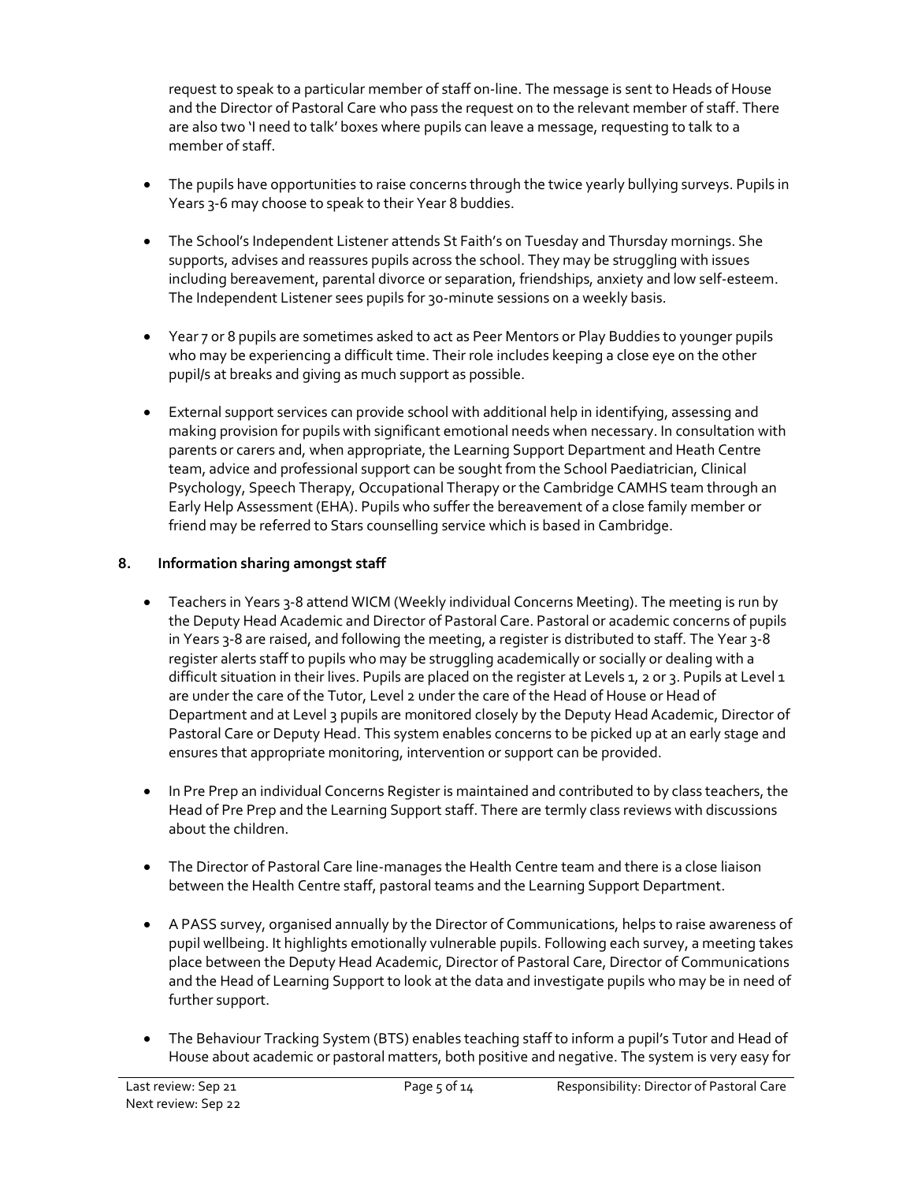request to speak to a particular member of staff on-line. The message is sent to Heads of House and the Director of Pastoral Care who pass the request on to the relevant member of staff. There are also two 'I need to talk' boxes where pupils can leave a message, requesting to talk to a member of staff.

- The pupils have opportunities to raise concerns through the twice yearly bullying surveys. Pupils in Years 3-6 may choose to speak to their Year 8 buddies.

- The School's Independent Listener attends St Faith's on Tuesday and Thursday mornings. She supports, advises and reassures pupils across the school. They may be struggling with issues including bereavement, parental divorce or separation, friendships, anxiety and low self-esteem. The Independent Listener sees pupils for 30-minute sessions on a weekly basis.

- Year 7 or 8 pupils are sometimes asked to act as Peer Mentors or Play Buddies to younger pupils who may be experiencing a difficult time. Their role includes keeping a close eye on the other pupil/s at breaks and giving as much support as possible.

- External support services can provide school with additional help in identifying, assessing and making provision for pupils with significant emotional needs when necessary. In consultation with parents or carers and, when appropriate, the Learning Support Department and Heath Centre team, advice and professional support can be sought from the School Paediatrician, Clinical Psychology, Speech Therapy, Occupational Therapy or the Cambridge CAMHS team through an Early Help Assessment (EHA). Pupils who suffer the bereavement of a close family member or friend may be referred to Stars counselling service which is based in Cambridge.

## 8. Information sharing amongst staff

- Teachers in Years 3-8 attend WICM (Weekly individual Concerns Meeting). The meeting is run by the Deputy Head Academic and Director of Pastoral Care. Pastoral or academic concerns of pupils in Years 3-8 are raised, and following the meeting, a register is distributed to staff. The Year 3-8 register alerts staff to pupils who may be struggling academically or socially or dealing with a difficult situation in their lives. Pupils are placed on the register at Levels 1, 2 or 3. Pupils at Level 1 are under the care of the Tutor, Level 2 under the care of the Head of House or Head of Department and at Level 3 pupils are monitored closely by the Deputy Head Academic, Director of Pastoral Care or Deputy Head. This system enables concerns to be picked up at an early stage and ensures that appropriate monitoring, intervention or support can be provided.

- In Pre Prep an individual Concerns Register is maintained and contributed to by class teachers, the Head of Pre Prep and the Learning Support staff. There are termly class reviews with discussions about the children.

- The Director of Pastoral Care line-manages the Health Centre team and there is a close liaison between the Health Centre staff, pastoral teams and the Learning Support Department.

- A PASS survey, organised annually by the Director of Communications, helps to raise awareness of pupil wellbeing. It highlights emotionally vulnerable pupils. Following each survey, a meeting takes place between the Deputy Head Academic, Director of Pastoral Care, Director of Communications and the Head of Learning Support to look at the data and investigate pupils who may be in need of further support.

- The Behaviour Tracking System (BTS) enables teaching staff to inform a pupil's Tutor and Head of House about academic or pastoral matters, both positive and negative. The system is very easy for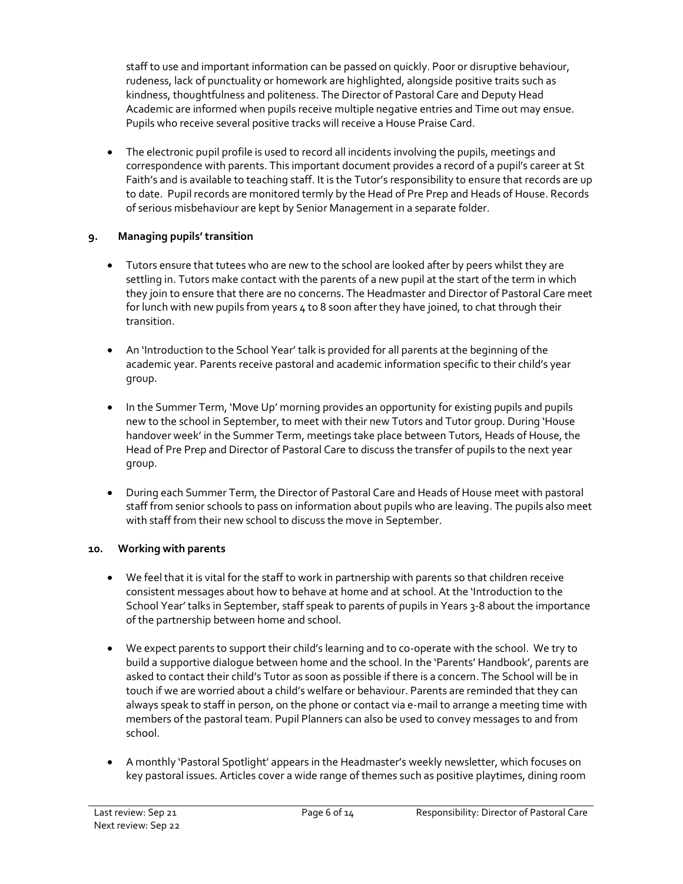staff to use and important information can be passed on quickly. Poor or disruptive behaviour, rudeness, lack of punctuality or homework are highlighted, alongside positive traits such as kindness, thoughtfulness and politeness. The Director of Pastoral Care and Deputy Head Academic are informed when pupils receive multiple negative entries and Time out may ensue. Pupils who receive several positive tracks will receive a House Praise Card.

- The electronic pupil profile is used to record all incidents involving the pupils, meetings and correspondence with parents. This important document provides a record of a pupil's career at St Faith's and is available to teaching staff. It is the Tutor's responsibility to ensure that records are up to date. Pupil records are monitored termly by the Head of Pre Prep and Heads of House. Records of serious misbehaviour are kept by Senior Management in a separate folder.

## 9. Managing pupils' transition

- Tutors ensure that tutees who are new to the school are looked after by peers whilst they are settling in. Tutors make contact with the parents of a new pupil at the start of the term in which they join to ensure that there are no concerns. The Headmaster and Director of Pastoral Care meet for lunch with new pupils from years 4 to 8 soon after they have joined, to chat through their transition.

- An 'Introduction to the School Year' talk is provided for all parents at the beginning of the academic year. Parents receive pastoral and academic information specific to their child's year group.

- In the Summer Term, 'Move Up' morning provides an opportunity for existing pupils and pupils new to the school in September, to meet with their new Tutors and Tutor group. During 'House handover week' in the Summer Term, meetings take place between Tutors, Heads of House, the Head of Pre Prep and Director of Pastoral Care to discuss the transfer of pupils to the next year group.

- During each Summer Term, the Director of Pastoral Care and Heads of House meet with pastoral staff from senior schools to pass on information about pupils who are leaving. The pupils also meet with staff from their new school to discuss the move in September.

## 10. Working with parents

- We feel that it is vital for the staff to work in partnership with parents so that children receive consistent messages about how to behave at home and at school. At the 'Introduction to the School Year' talks in September, staff speak to parents of pupils in Years 3-8 about the importance of the partnership between home and school.

- We expect parents to support their child's learning and to co-operate with the school. We try to build a supportive dialogue between home and the school. In the 'Parents' Handbook', parents are asked to contact their child's Tutor as soon as possible if there is a concern. The School will be in touch if we are worried about a child's welfare or behaviour. Parents are reminded that they can always speak to staff in person, on the phone or contact via e-mail to arrange a meeting time with members of the pastoral team. Pupil Planners can also be used to convey messages to and from school.

- A monthly 'Pastoral Spotlight' appears in the Headmaster's weekly newsletter, which focuses on key pastoral issues. Articles cover a wide range of themes such as positive playtimes, dining room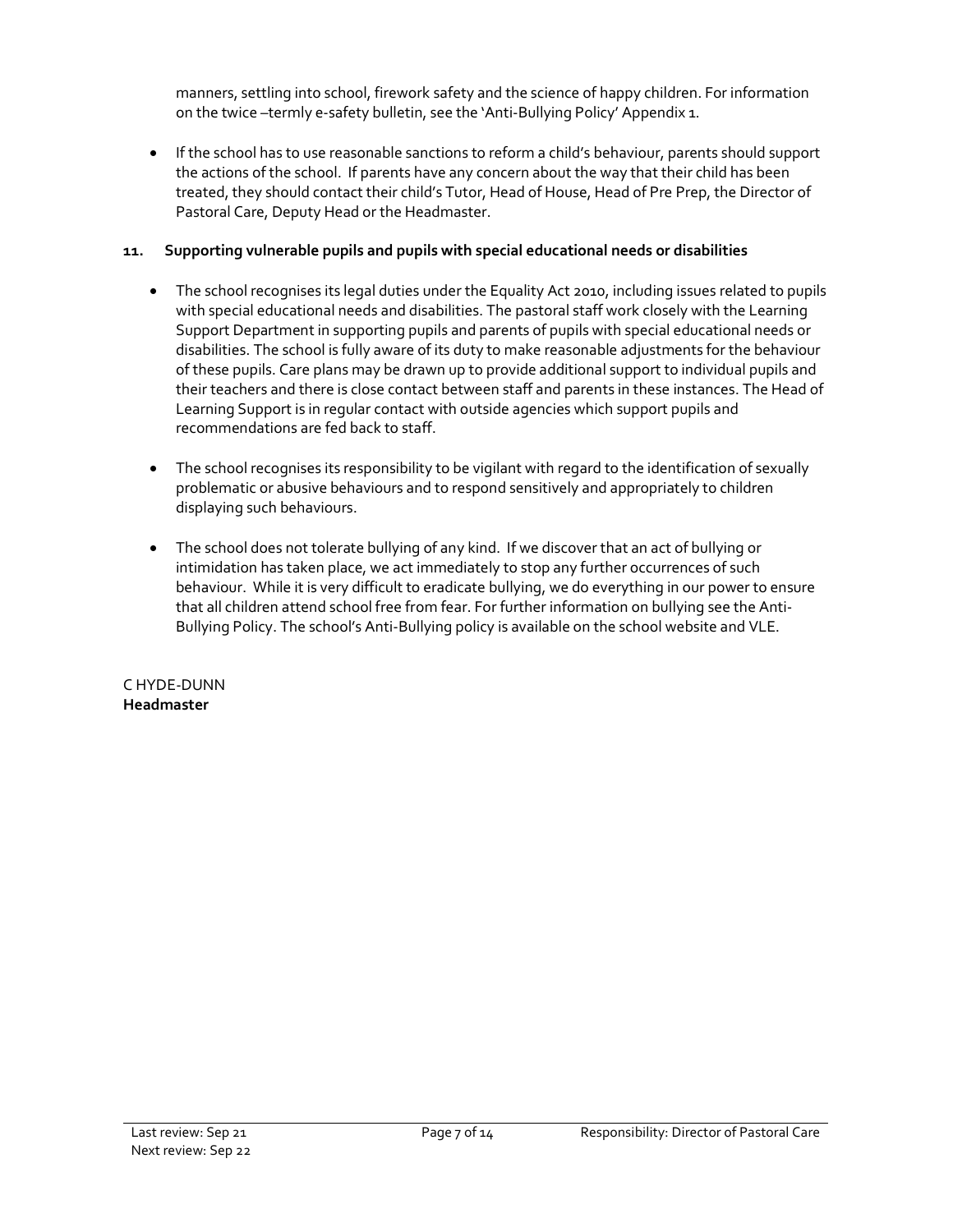manners, settling into school, firework safety and the science of happy children. For information on the twice –termly e-safety bulletin, see the 'Anti-Bullying Policy' Appendix 1.

- If the school has to use reasonable sanctions to reform a child's behaviour, parents should support the actions of the school. If parents have any concern about the way that their child has been treated, they should contact their child's Tutor, Head of House, Head of Pre Prep, the Director of Pastoral Care, Deputy Head or the Headmaster.

### 11. Supporting vulnerable pupils and pupils with special educational needs or disabilities

- The school recognises its legal duties under the Equality Act 2010, including issues related to pupils with special educational needs and disabilities. The pastoral staff work closely with the Learning Support Department in supporting pupils and parents of pupils with special educational needs or disabilities. The school is fully aware of its duty to make reasonable adjustments for the behaviour of these pupils. Care plans may be drawn up to provide additional support to individual pupils and their teachers and there is close contact between staff and parents in these instances. The Head of Learning Support is in regular contact with outside agencies which support pupils and recommendations are fed back to staff.

- The school recognises its responsibility to be vigilant with regard to the identification of sexually problematic or abusive behaviours and to respond sensitively and appropriately to children displaying such behaviours.

- The school does not tolerate bullying of any kind. If we discover that an act of bullying or intimidation has taken place, we act immediately to stop any further occurrences of such behaviour. While it is very difficult to eradicate bullying, we do everything in our power to ensure that all children attend school free from fear. For further information on bullying see the Anti-Bullying Policy. The school's Anti-Bullying policy is available on the school website and VLE.

C HYDE-DUNN
**Headmaster**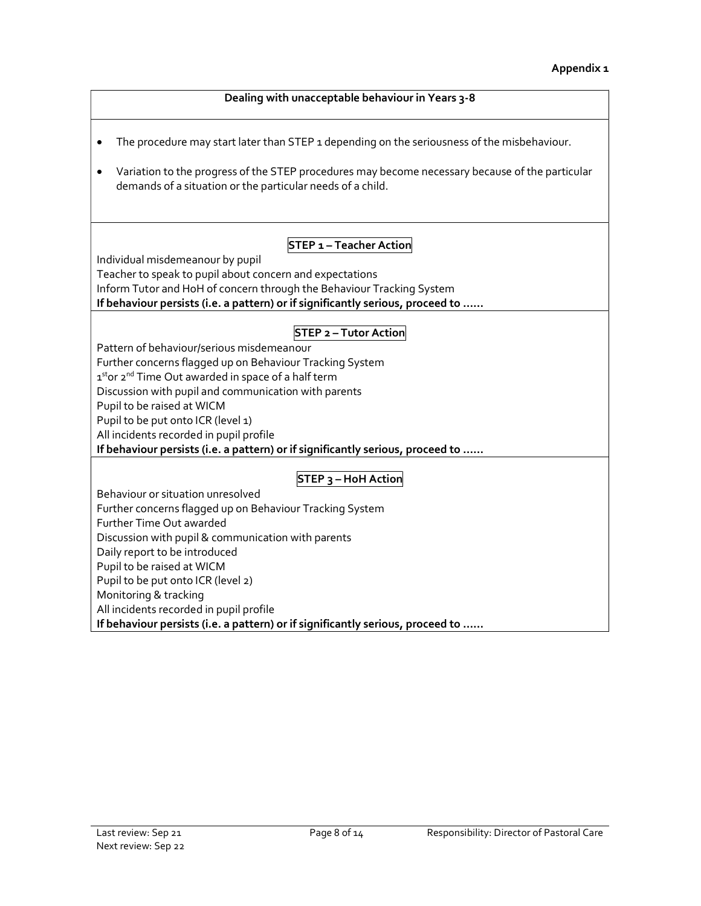**Appendix 1**

**Dealing with unacceptable behaviour in Years 3-8**

- The procedure may start later than STEP 1 depending on the seriousness of the misbehaviour.
- Variation to the progress of the STEP procedures may become necessary because of the particular demands of a situation or the particular needs of a child.

**STEP 1 – Teacher Action**

Individual misdemeanour by pupil
Teacher to speak to pupil about concern and expectations
Inform Tutor and HoH of concern through the Behaviour Tracking System
**If behaviour persists (i.e. a pattern) or if significantly serious, proceed to ……**

**STEP 2 – Tutor Action**

Pattern of behaviour/serious misdemeanour
Further concerns flagged up on Behaviour Tracking System
1st or 2nd Time Out awarded in space of a half term
Discussion with pupil and communication with parents
Pupil to be raised at WICM
Pupil to be put onto ICR (level 1)
All incidents recorded in pupil profile
**If behaviour persists (i.e. a pattern) or if significantly serious, proceed to ……**

**STEP 3 – HoH Action**

Behaviour or situation unresolved
Further concerns flagged up on Behaviour Tracking System
Further Time Out awarded
Discussion with pupil & communication with parents
Daily report to be introduced
Pupil to be raised at WICM
Pupil to be put onto ICR (level 2)
Monitoring & tracking
All incidents recorded in pupil profile
**If behaviour persists (i.e. a pattern) or if significantly serious, proceed to ……**

Last review: Sep 21
Next review: Sep 22
Responsibility: Director of Pastoral Care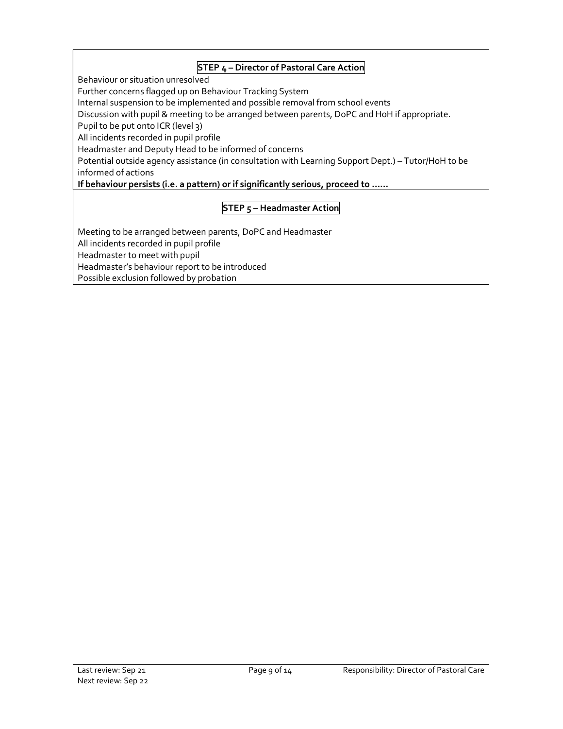### STEP 4 – Director of Pastoral Care Action

Behaviour or situation unresolved
Further concerns flagged up on Behaviour Tracking System
Internal suspension to be implemented and possible removal from school events
Discussion with pupil & meeting to be arranged between parents, DoPC and HoH if appropriate.
Pupil to be put onto ICR (level 3)
All incidents recorded in pupil profile
Headmaster and Deputy Head to be informed of concerns
Potential outside agency assistance (in consultation with Learning Support Dept.) – Tutor/HoH to be informed of actions
**If behaviour persists (i.e. a pattern) or if significantly serious, proceed to ……**

### STEP 5 – Headmaster Action

Meeting to be arranged between parents, DoPC and Headmaster
All incidents recorded in pupil profile
Headmaster to meet with pupil
Headmaster's behaviour report to be introduced
Possible exclusion followed by probation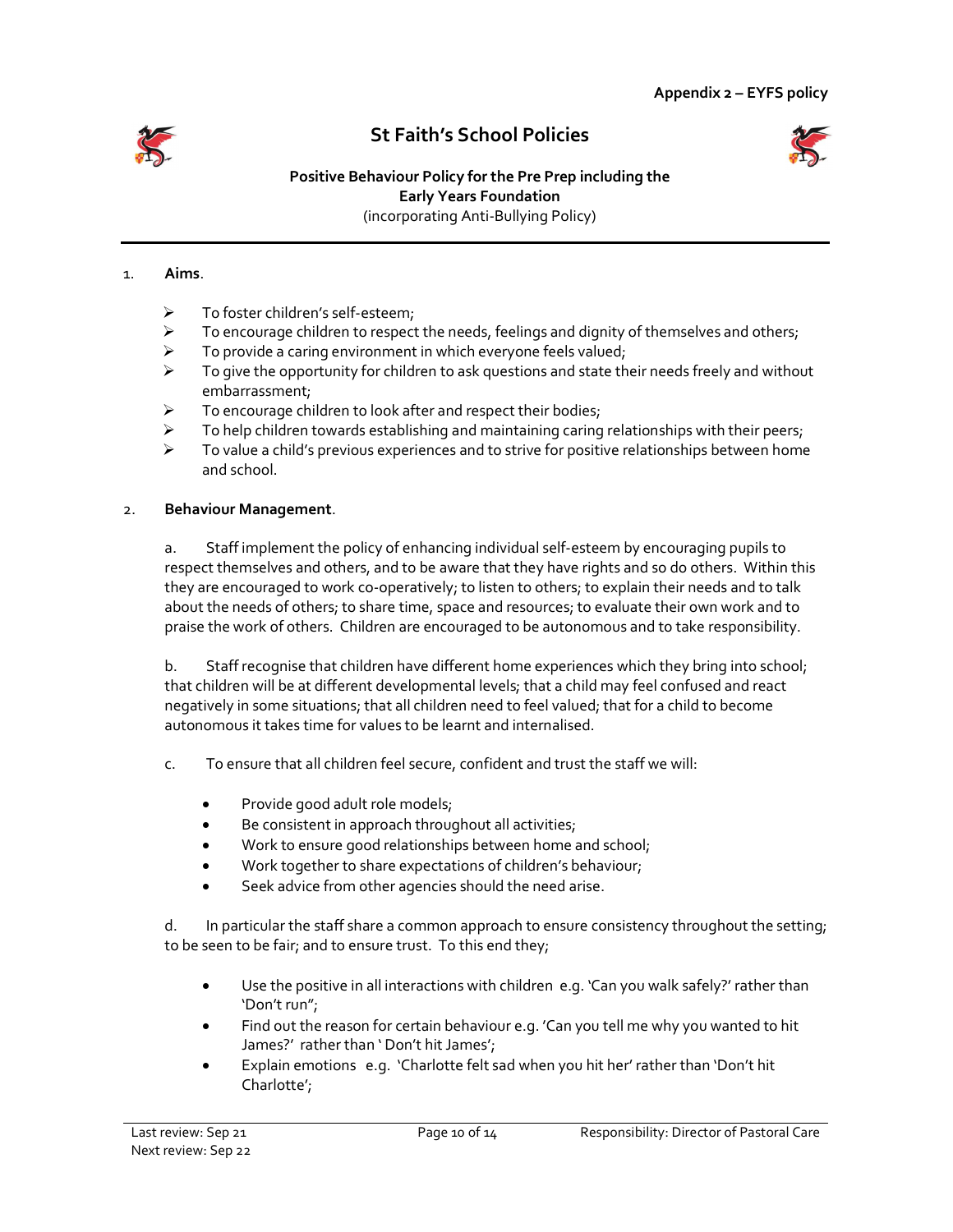**Appendix 2 – EYFS policy**

# St Faith's School Policies

**Positive Behaviour Policy for the Pre Prep including the Early Years Foundation**
(incorporating Anti-Bullying Policy)

---

1. **Aims**.

- To foster children's self-esteem;
- To encourage children to respect the needs, feelings and dignity of themselves and others;
- To provide a caring environment in which everyone feels valued;
- To give the opportunity for children to ask questions and state their needs freely and without embarrassment;
- To encourage children to look after and respect their bodies;
- To help children towards establishing and maintaining caring relationships with their peers;
- To value a child's previous experiences and to strive for positive relationships between home and school.

2. **Behaviour Management**.

a. Staff implement the policy of enhancing individual self-esteem by encouraging pupils to respect themselves and others, and to be aware that they have rights and so do others. Within this they are encouraged to work co-operatively; to listen to others; to explain their needs and to talk about the needs of others; to share time, space and resources; to evaluate their own work and to praise the work of others. Children are encouraged to be autonomous and to take responsibility.

b. Staff recognise that children have different home experiences which they bring into school; that children will be at different developmental levels; that a child may feel confused and react negatively in some situations; that all children need to feel valued; that for a child to become autonomous it takes time for values to be learnt and internalised.

c. To ensure that all children feel secure, confident and trust the staff we will:

- Provide good adult role models;
- Be consistent in approach throughout all activities;
- Work to ensure good relationships between home and school;
- Work together to share expectations of children's behaviour;
- Seek advice from other agencies should the need arise.

d. In particular the staff share a common approach to ensure consistency throughout the setting; to be seen to be fair; and to ensure trust. To this end they;

- Use the positive in all interactions with children e.g. 'Can you walk safely?' rather than 'Don't run";
- Find out the reason for certain behaviour e.g. 'Can you tell me why you wanted to hit James?' rather than ' Don't hit James';
- Explain emotions e.g. 'Charlotte felt sad when you hit her' rather than 'Don't hit Charlotte';

Last review: Sep 21
Next review: Sep 22
Responsibility: Director of Pastoral Care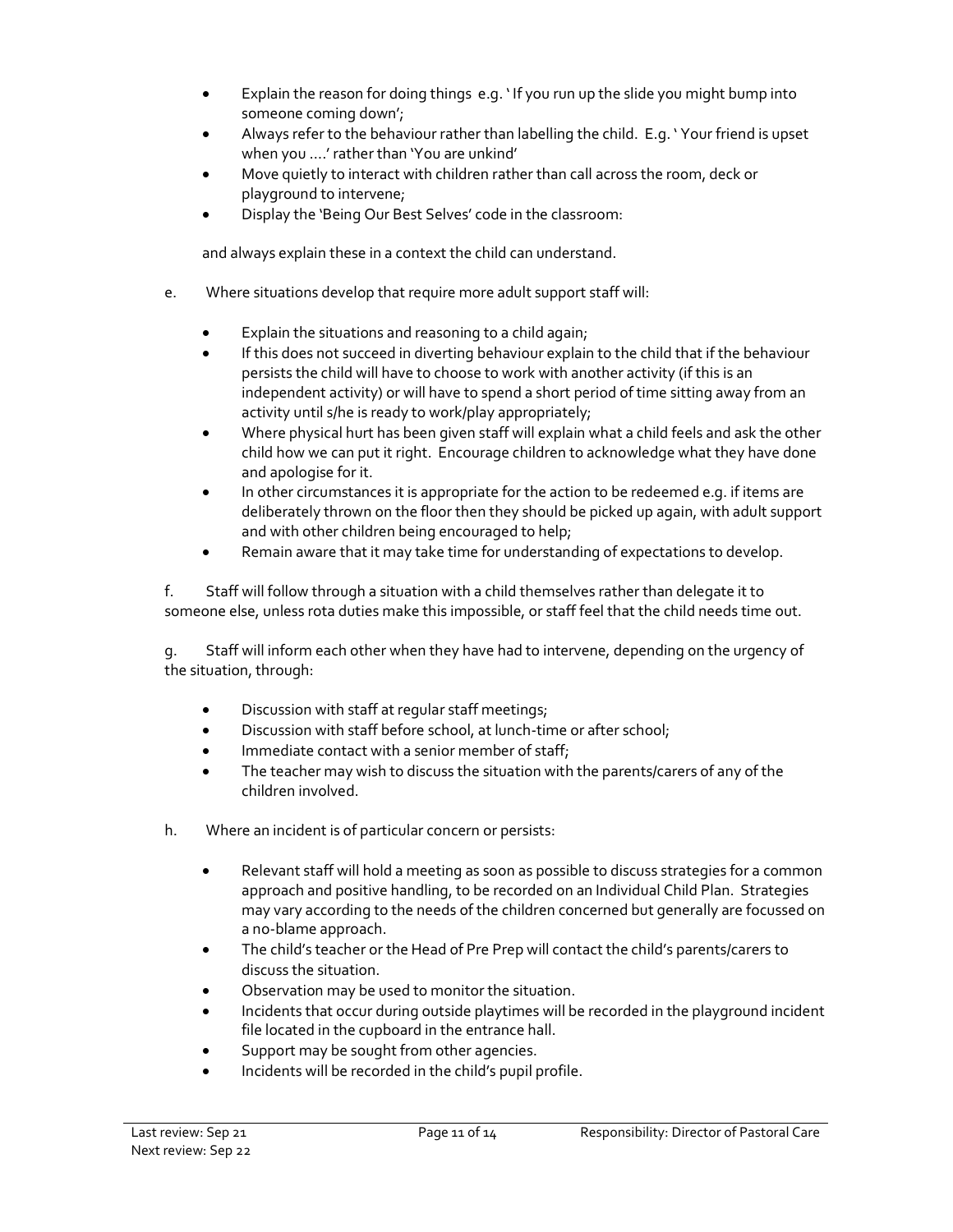- Explain the reason for doing things e.g. ' If you run up the slide you might bump into someone coming down';
- Always refer to the behaviour rather than labelling the child. E.g. ' Your friend is upset when you ….' rather than 'You are unkind'
- Move quietly to interact with children rather than call across the room, deck or playground to intervene;
- Display the 'Being Our Best Selves' code in the classroom:

and always explain these in a context the child can understand.

e. Where situations develop that require more adult support staff will:

- Explain the situations and reasoning to a child again;
- If this does not succeed in diverting behaviour explain to the child that if the behaviour persists the child will have to choose to work with another activity (if this is an independent activity) or will have to spend a short period of time sitting away from an activity until s/he is ready to work/play appropriately;
- Where physical hurt has been given staff will explain what a child feels and ask the other child how we can put it right. Encourage children to acknowledge what they have done and apologise for it.
- In other circumstances it is appropriate for the action to be redeemed e.g. if items are deliberately thrown on the floor then they should be picked up again, with adult support and with other children being encouraged to help;
- Remain aware that it may take time for understanding of expectations to develop.

f. Staff will follow through a situation with a child themselves rather than delegate it to someone else, unless rota duties make this impossible, or staff feel that the child needs time out.

g. Staff will inform each other when they have had to intervene, depending on the urgency of the situation, through:

- Discussion with staff at regular staff meetings;
- Discussion with staff before school, at lunch-time or after school;
- Immediate contact with a senior member of staff;
- The teacher may wish to discuss the situation with the parents/carers of any of the children involved.

h. Where an incident is of particular concern or persists:

- Relevant staff will hold a meeting as soon as possible to discuss strategies for a common approach and positive handling, to be recorded on an Individual Child Plan. Strategies may vary according to the needs of the children concerned but generally are focussed on a no-blame approach.
- The child's teacher or the Head of Pre Prep will contact the child's parents/carers to discuss the situation.
- Observation may be used to monitor the situation.
- Incidents that occur during outside playtimes will be recorded in the playground incident file located in the cupboard in the entrance hall.
- Support may be sought from other agencies.
- Incidents will be recorded in the child's pupil profile.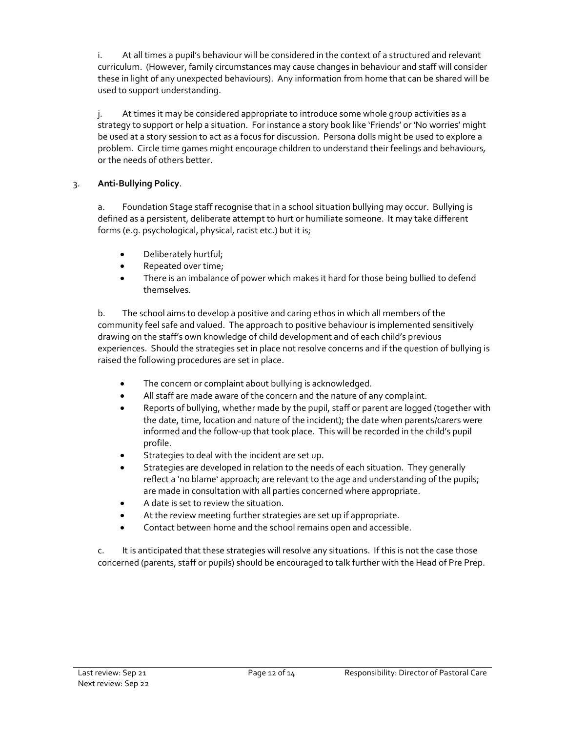i. At all times a pupil's behaviour will be considered in the context of a structured and relevant curriculum. (However, family circumstances may cause changes in behaviour and staff will consider these in light of any unexpected behaviours). Any information from home that can be shared will be used to support understanding.

j. At times it may be considered appropriate to introduce some whole group activities as a strategy to support or help a situation. For instance a story book like 'Friends' or 'No worries' might be used at a story session to act as a focus for discussion. Persona dolls might be used to explore a problem. Circle time games might encourage children to understand their feelings and behaviours, or the needs of others better.

3. **Anti-Bullying Policy**.

a. Foundation Stage staff recognise that in a school situation bullying may occur. Bullying is defined as a persistent, deliberate attempt to hurt or humiliate someone. It may take different forms (e.g. psychological, physical, racist etc.) but it is;

- Deliberately hurtful;
- Repeated over time;
- There is an imbalance of power which makes it hard for those being bullied to defend themselves.

b. The school aims to develop a positive and caring ethos in which all members of the community feel safe and valued. The approach to positive behaviour is implemented sensitively drawing on the staff's own knowledge of child development and of each child's previous experiences. Should the strategies set in place not resolve concerns and if the question of bullying is raised the following procedures are set in place.

- The concern or complaint about bullying is acknowledged.
- All staff are made aware of the concern and the nature of any complaint.
- Reports of bullying, whether made by the pupil, staff or parent are logged (together with the date, time, location and nature of the incident); the date when parents/carers were informed and the follow-up that took place. This will be recorded in the child's pupil profile.
- Strategies to deal with the incident are set up.
- Strategies are developed in relation to the needs of each situation. They generally reflect a 'no blame' approach; are relevant to the age and understanding of the pupils; are made in consultation with all parties concerned where appropriate.
- A date is set to review the situation.
- At the review meeting further strategies are set up if appropriate.
- Contact between home and the school remains open and accessible.

c. It is anticipated that these strategies will resolve any situations. If this is not the case those concerned (parents, staff or pupils) should be encouraged to talk further with the Head of Pre Prep.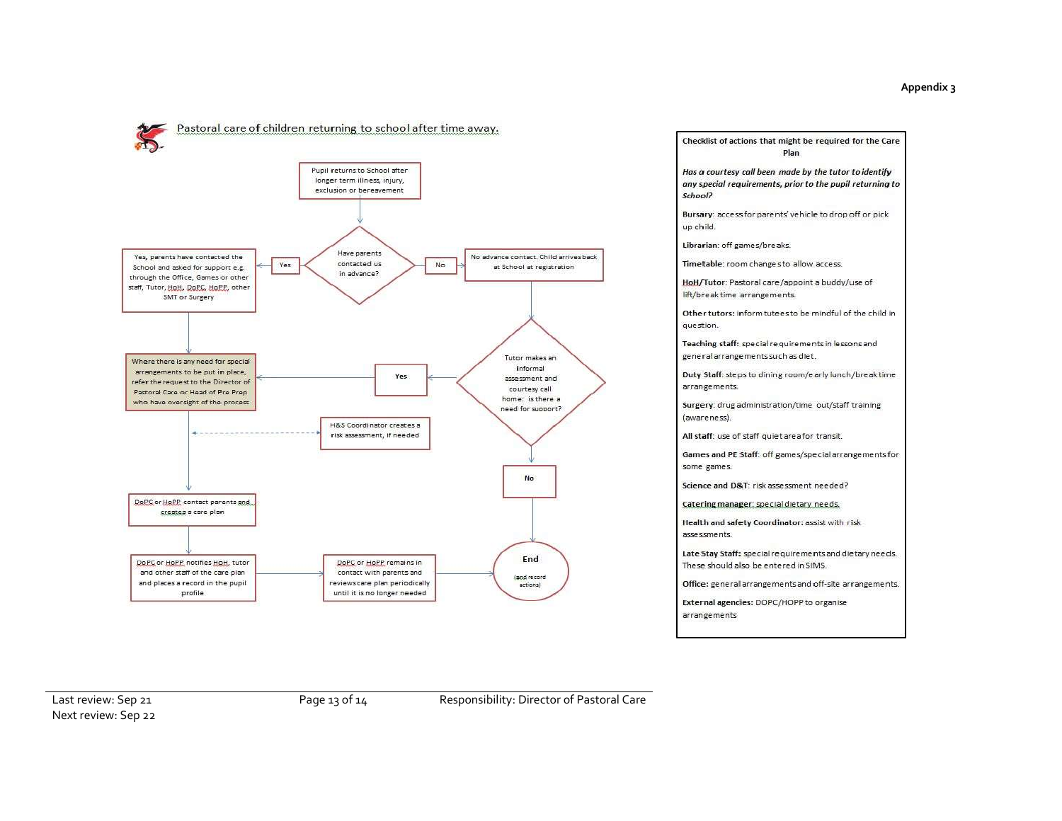**Appendix 3**

Pastoral care of children returning to school after time away.

Pupil returns to School after longer term illness, injury, exclusion or bereavement

Have parents contacted us in advance?

Yes

Yes, parents have contacted the School and asked for support e.g. through the Office, Games or other staff, Tutor, HoH, DoPC, HoPP, other SMT or Surgery

No

No advance contact. Child arrives back at School at registration

Tutor makes an informal assessment and courtesy call home: is there a need for support?

Yes

Where there is any need for special arrangements to be put in place, refer the request to the Director of Pastoral Care or Head of Pre Prep who have oversight of the process

H&S Coordinator creates a risk assessment, if needed

No

DoPC or HoPP contact parents and creates a care plan

DoPC or HoPP notifies HoH, tutor and other staff of the care plan and places a record in the pupil profile

DoPC or HoPP remains in contact with parents and reviews care plan periodically until it is no longer needed

End

(and record actions)

**Checklist of actions that might be required for the Care Plan**

***Has a courtesy call been made by the tutor to identify any special requirements, prior to the pupil returning to School?***

**Bursary**: access for parents' vehicle to drop off or pick up child.

**Librarian**: off games/breaks.

**Timetable**: room changes to allow access.

**HoH/Tutor**: Pastoral care/appoint a buddy/use of lift/break time arrangements.

**Other tutors:** inform tutees to be mindful of the child in question.

**Teaching staff:** special requirements in lessons and general arrangements such as diet.

**Duty Staff**: steps to dining room/early lunch/break time arrangements.

**Surgery**: drug administration/time out/staff training (awareness).

**All staff**: use of staff quiet area for transit.

**Games and PE Staff**: off games/special arrangements for some games.

**Science and D&T**: risk assessment needed?

**Catering manager**: special dietary needs.

**Health and safety Coordinator:** assist with risk assessments.

**Late Stay Staff:** special requirements and dietary needs. These should also be entered in SIMS.

**Office:** general arrangements and off-site arrangements.

**External agencies:** DOPC/HOPP to organise arrangements

Last review: Sep 21
Next review: Sep 22

Responsibility: Director of Pastoral Care